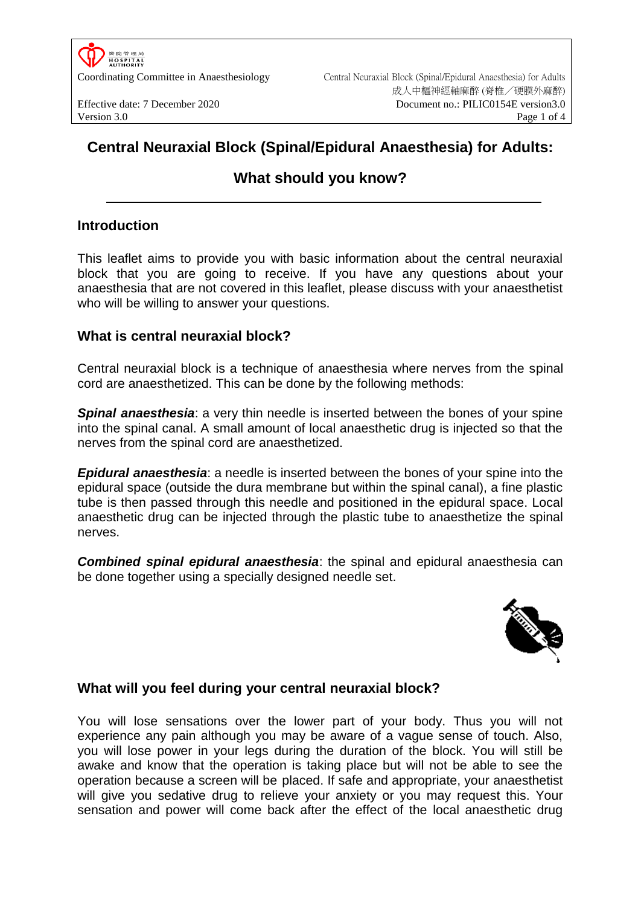# Central Neuraxial Block (Spinal/Epidural Anaesthesia) for Adults: What should you know?

## Introduction

This leaflet aims to provide you with basic information about the central neuraxial block that you are going to receive. If you have any questions about your anaesthesia that are not covered in this leaflet, please discuss with your anaesthetist who will be willing to answer your questions.

## What is central neuraxial block?

Central neuraxial block is a technique of anaesthesia where nerves from the spinal cord are anaesthetized. This can be done by the following methods:

***Spinal anaesthesia***: a very thin needle is inserted between the bones of your spine into the spinal canal. A small amount of local anaesthetic drug is injected so that the nerves from the spinal cord are anaesthetized.

***Epidural anaesthesia***: a needle is inserted between the bones of your spine into the epidural space (outside the dura membrane but within the spinal canal), a fine plastic tube is then passed through this needle and positioned in the epidural space. Local anaesthetic drug can be injected through the plastic tube to anaesthetize the spinal nerves.

***Combined spinal epidural anaesthesia***: the spinal and epidural anaesthesia can be done together using a specially designed needle set.

## What will you feel during your central neuraxial block?

You will lose sensations over the lower part of your body. Thus you will not experience any pain although you may be aware of a vague sense of touch. Also, you will lose power in your legs during the duration of the block. You will still be awake and know that the operation is taking place but will not be able to see the operation because a screen will be placed. If safe and appropriate, your anaesthetist will give you sedative drug to relieve your anxiety or you may request this. Your sensation and power will come back after the effect of the local anaesthetic drug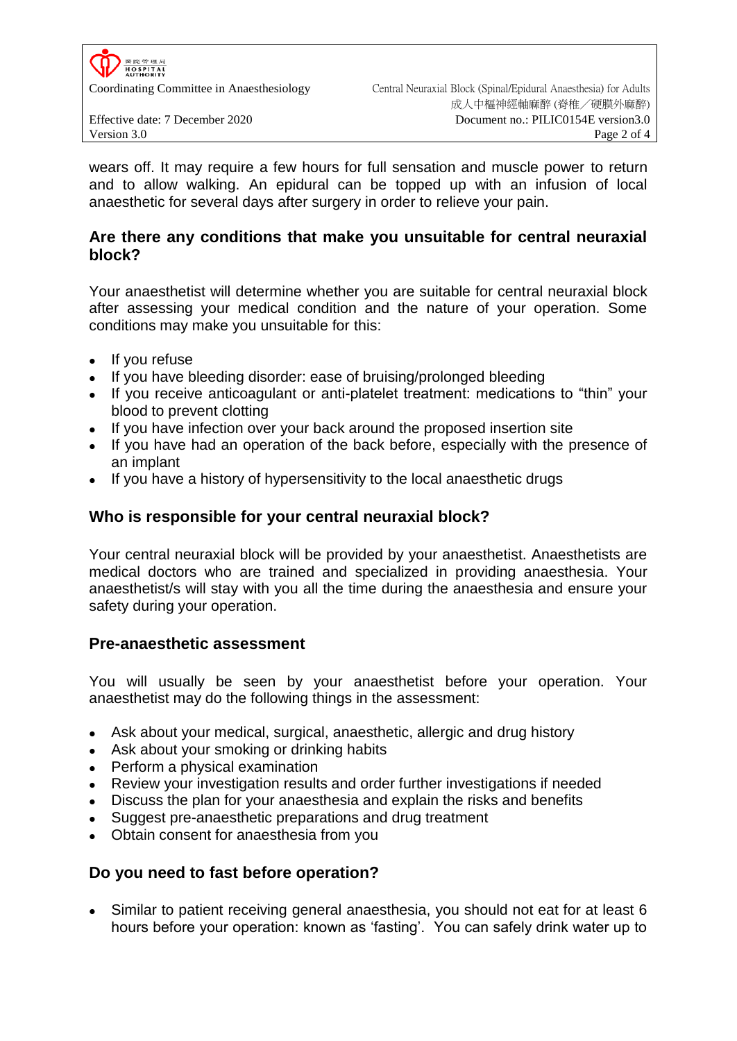wears off. It may require a few hours for full sensation and muscle power to return and to allow walking. An epidural can be topped up with an infusion of local anaesthetic for several days after surgery in order to relieve your pain.

## Are there any conditions that make you unsuitable for central neuraxial block?

Your anaesthetist will determine whether you are suitable for central neuraxial block after assessing your medical condition and the nature of your operation. Some conditions may make you unsuitable for this:

- If you refuse
- If you have bleeding disorder: ease of bruising/prolonged bleeding
- If you receive anticoagulant or anti-platelet treatment: medications to “thin” your blood to prevent clotting
- If you have infection over your back around the proposed insertion site
- If you have had an operation of the back before, especially with the presence of an implant
- If you have a history of hypersensitivity to the local anaesthetic drugs

## Who is responsible for your central neuraxial block?

Your central neuraxial block will be provided by your anaesthetist. Anaesthetists are medical doctors who are trained and specialized in providing anaesthesia. Your anaesthetist/s will stay with you all the time during the anaesthesia and ensure your safety during your operation.

## Pre-anaesthetic assessment

You will usually be seen by your anaesthetist before your operation. Your anaesthetist may do the following things in the assessment:

- Ask about your medical, surgical, anaesthetic, allergic and drug history
- Ask about your smoking or drinking habits
- Perform a physical examination
- Review your investigation results and order further investigations if needed
- Discuss the plan for your anaesthesia and explain the risks and benefits
- Suggest pre-anaesthetic preparations and drug treatment
- Obtain consent for anaesthesia from you

## Do you need to fast before operation?

- Similar to patient receiving general anaesthesia, you should not eat for at least 6 hours before your operation: known as ‘fasting’. You can safely drink water up to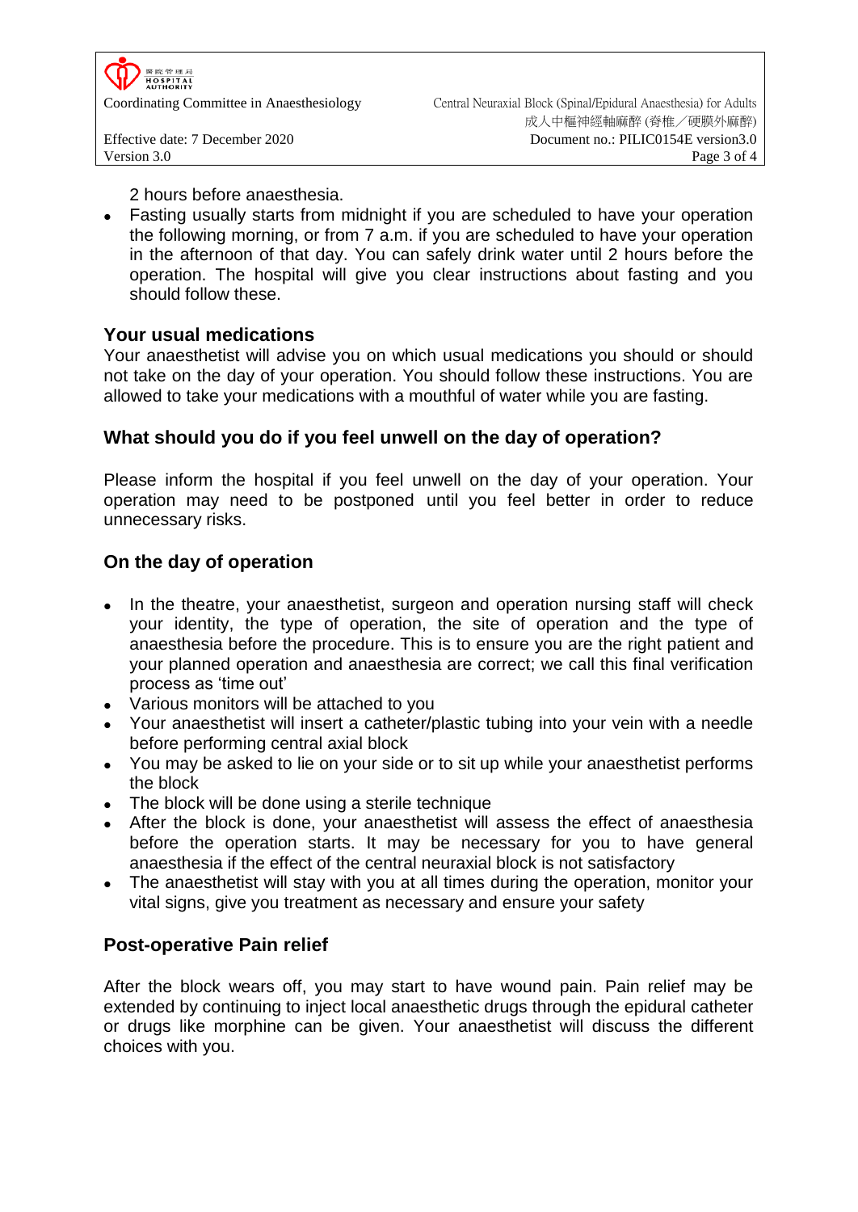2 hours before anaesthesia.

- Fasting usually starts from midnight if you are scheduled to have your operation the following morning, or from 7 a.m. if you are scheduled to have your operation in the afternoon of that day. You can safely drink water until 2 hours before the operation. The hospital will give you clear instructions about fasting and you should follow these.

## Your usual medications

Your anaesthetist will advise you on which usual medications you should or should not take on the day of your operation. You should follow these instructions. You are allowed to take your medications with a mouthful of water while you are fasting.

## What should you do if you feel unwell on the day of operation?

Please inform the hospital if you feel unwell on the day of your operation. Your operation may need to be postponed until you feel better in order to reduce unnecessary risks.

## On the day of operation

- In the theatre, your anaesthetist, surgeon and operation nursing staff will check your identity, the type of operation, the site of operation and the type of anaesthesia before the procedure. This is to ensure you are the right patient and your planned operation and anaesthesia are correct; we call this final verification process as 'time out'
- Various monitors will be attached to you
- Your anaesthetist will insert a catheter/plastic tubing into your vein with a needle before performing central axial block
- You may be asked to lie on your side or to sit up while your anaesthetist performs the block
- The block will be done using a sterile technique
- After the block is done, your anaesthetist will assess the effect of anaesthesia before the operation starts. It may be necessary for you to have general anaesthesia if the effect of the central neuraxial block is not satisfactory
- The anaesthetist will stay with you at all times during the operation, monitor your vital signs, give you treatment as necessary and ensure your safety

## Post-operative Pain relief

After the block wears off, you may start to have wound pain. Pain relief may be extended by continuing to inject local anaesthetic drugs through the epidural catheter or drugs like morphine can be given. Your anaesthetist will discuss the different choices with you.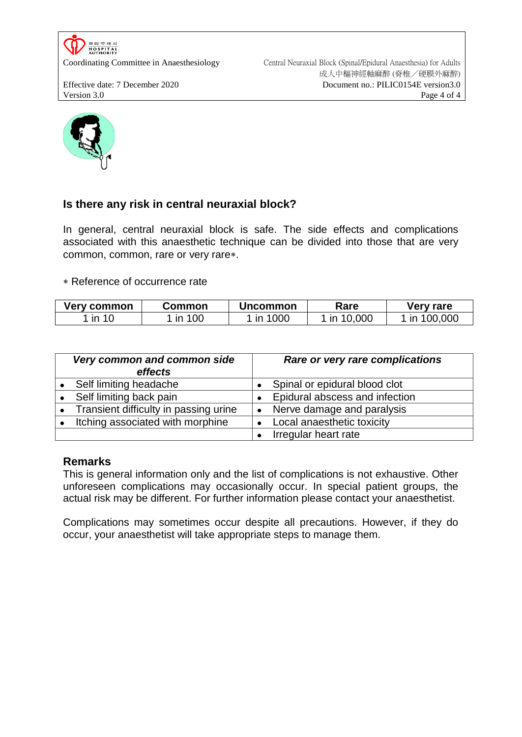## Is there any risk in central neuraxial block?

In general, central neuraxial block is safe. The side effects and complications associated with this anaesthetic technique can be divided into those that are very common, common, rare or very rare∗.

∗ Reference of occurrence rate

| Very common | Common | Uncommon | Rare | Very rare |
|---|---|---|---|---|
| 1 in 10 | 1 in 100 | 1 in 1000 | 1 in 10,000 | 1 in 100,000 |

| *Very common and common side effects* | *Rare or very rare complications* |
|---|---|
| • Self limiting headache | • Spinal or epidural blood clot |
| • Self limiting back pain | • Epidural abscess and infection |
| • Transient difficulty in passing urine | • Nerve damage and paralysis |
| • Itching associated with morphine | • Local anaesthetic toxicity |
| | • Irregular heart rate |

### Remarks

This is general information only and the list of complications is not exhaustive. Other unforeseen complications may occasionally occur. In special patient groups, the actual risk may be different. For further information please contact your anaesthetist.

Complications may sometimes occur despite all precautions. However, if they do occur, your anaesthetist will take appropriate steps to manage them.